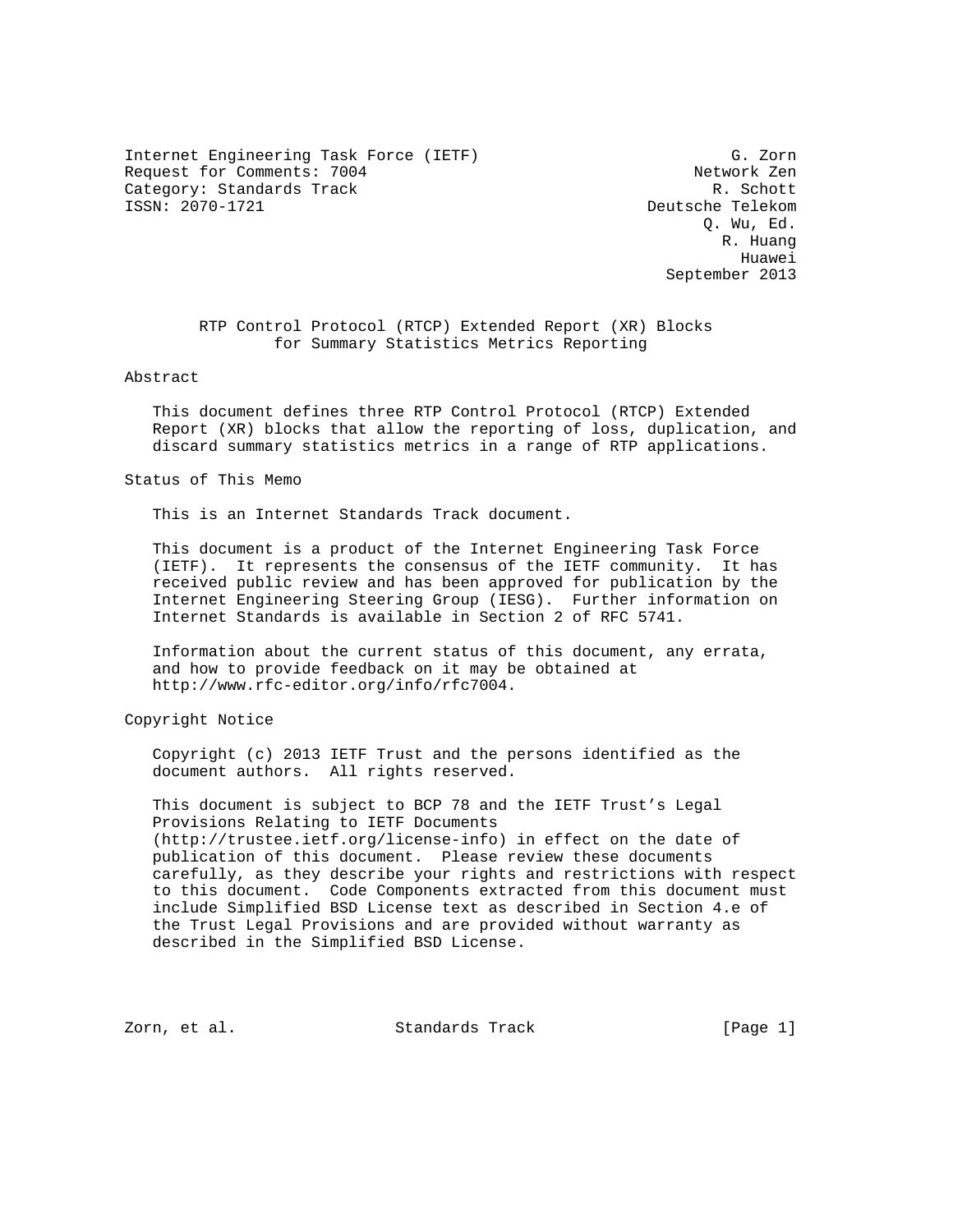Internet Engineering Task Force (IETF) G. Zorn
Request for Comments: 7004 Network Zen
Category: Standards Track R. Schott
ISSN: 2070-1721 Deutsche Telekom
Q. Wu, Ed.
R. Huang
Huawei
September 2013

# RTP Control Protocol (RTCP) Extended Report (XR) Blocks for Summary Statistics Metrics Reporting

## Abstract

This document defines three RTP Control Protocol (RTCP) Extended Report (XR) blocks that allow the reporting of loss, duplication, and discard summary statistics metrics in a range of RTP applications.

## Status of This Memo

This is an Internet Standards Track document.

This document is a product of the Internet Engineering Task Force (IETF). It represents the consensus of the IETF community. It has received public review and has been approved for publication by the Internet Engineering Steering Group (IESG). Further information on Internet Standards is available in Section 2 of RFC 5741.

Information about the current status of this document, any errata, and how to provide feedback on it may be obtained at http://www.rfc-editor.org/info/rfc7004.

## Copyright Notice

Copyright (c) 2013 IETF Trust and the persons identified as the document authors. All rights reserved.

This document is subject to BCP 78 and the IETF Trust's Legal Provisions Relating to IETF Documents (http://trustee.ietf.org/license-info) in effect on the date of publication of this document. Please review these documents carefully, as they describe your rights and restrictions with respect to this document. Code Components extracted from this document must include Simplified BSD License text as described in Section 4.e of the Trust Legal Provisions and are provided without warranty as described in the Simplified BSD License.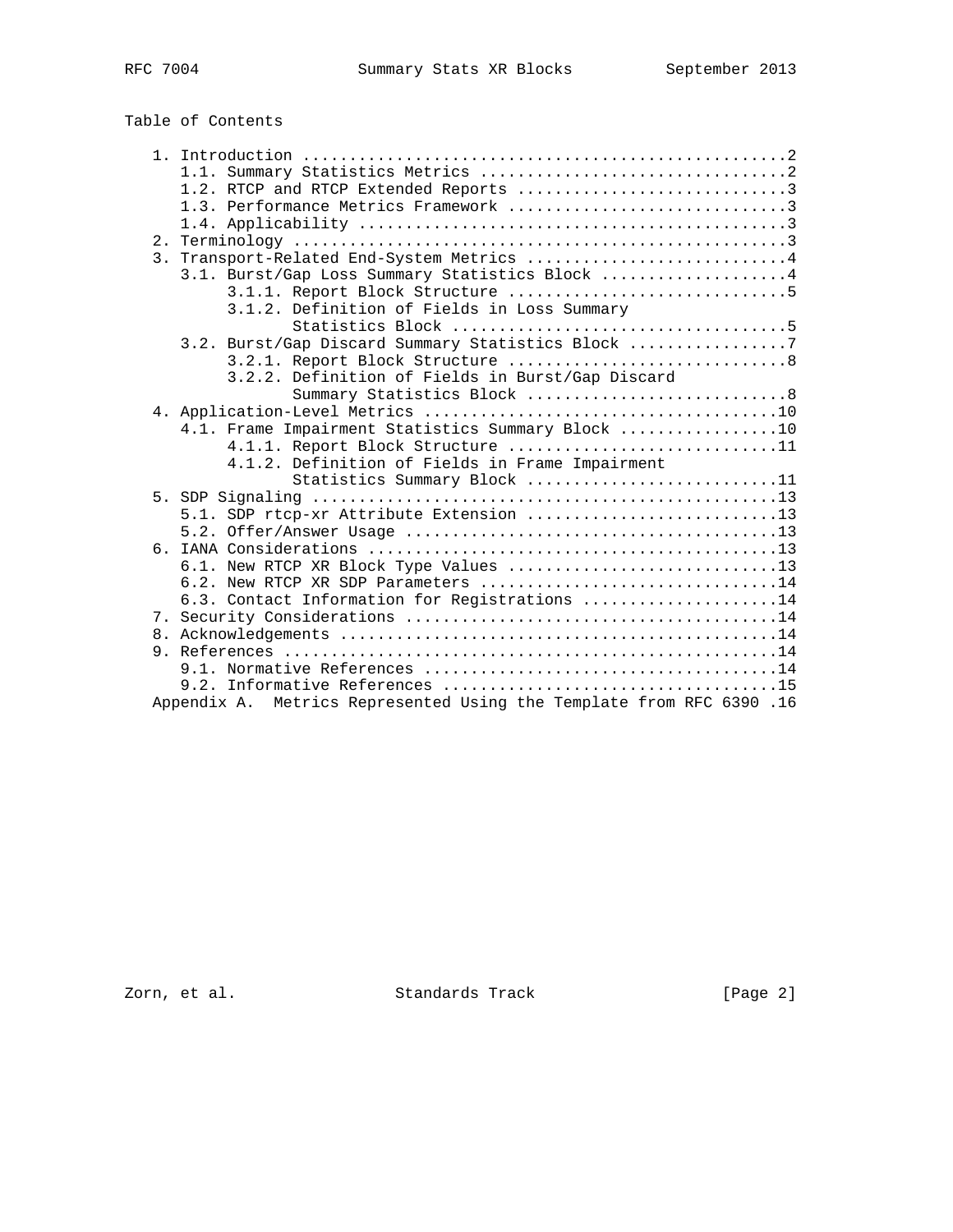Table of Contents

```
   1. Introduction ....................................................2
      1.1. Summary Statistics Metrics .................................2
      1.2. RTCP and RTCP Extended Reports .............................3
      1.3. Performance Metrics Framework ..............................3
      1.4. Applicability ..............................................3
   2. Terminology .....................................................3
   3. Transport-Related End-System Metrics ............................4
      3.1. Burst/Gap Loss Summary Statistics Block ....................4
           3.1.1. Report Block Structure ..............................5
           3.1.2. Definition of Fields in Loss Summary
                  Statistics Block ....................................5
      3.2. Burst/Gap Discard Summary Statistics Block .................7
           3.2.1. Report Block Structure ..............................8
           3.2.2. Definition of Fields in Burst/Gap Discard
                  Summary Statistics Block ............................8
   4. Application-Level Metrics ......................................10
      4.1. Frame Impairment Statistics Summary Block .................10
           4.1.1. Report Block Structure .............................11
           4.1.2. Definition of Fields in Frame Impairment
                  Statistics Summary Block ...........................11
   5. SDP Signaling ..................................................13
      5.1. SDP rtcp-xr Attribute Extension ...........................13
      5.2. Offer/Answer Usage ........................................13
   6. IANA Considerations ............................................13
      6.1. New RTCP XR Block Type Values .............................13
      6.2. New RTCP XR SDP Parameters ................................14
      6.3. Contact Information for Registrations .....................14
   7. Security Considerations ........................................14
   8. Acknowledgements ...............................................14
   9. References .....................................................14
      9.1. Normative References ......................................14
      9.2. Informative References ....................................15
   Appendix A.  Metrics Represented Using the Template from RFC 6390 .16
```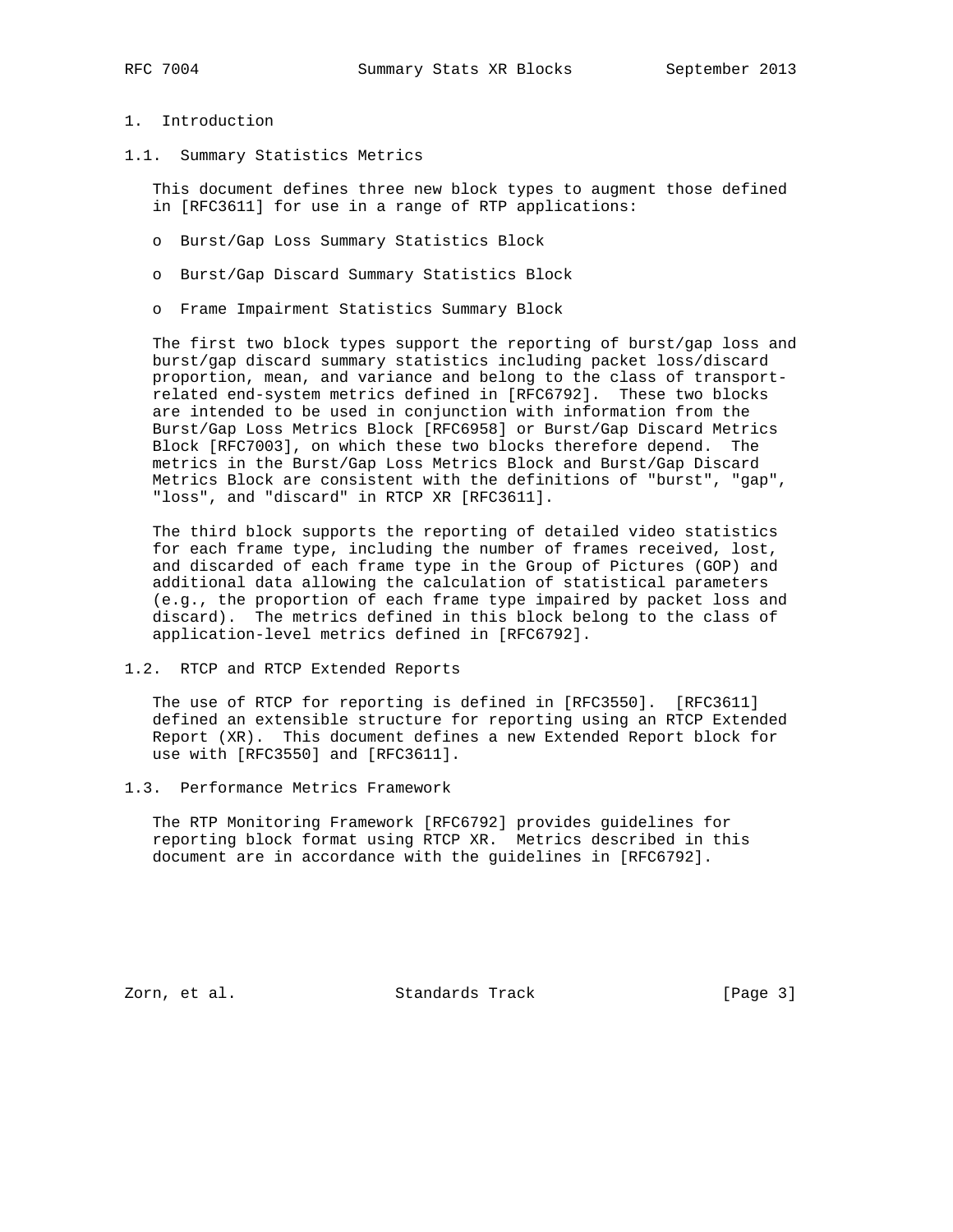# 1. Introduction

## 1.1. Summary Statistics Metrics

This document defines three new block types to augment those defined in [RFC3611] for use in a range of RTP applications:

- Burst/Gap Loss Summary Statistics Block
- Burst/Gap Discard Summary Statistics Block
- Frame Impairment Statistics Summary Block

The first two block types support the reporting of burst/gap loss and burst/gap discard summary statistics including packet loss/discard proportion, mean, and variance and belong to the class of transport-related end-system metrics defined in [RFC6792]. These two blocks are intended to be used in conjunction with information from the Burst/Gap Loss Metrics Block [RFC6958] or Burst/Gap Discard Metrics Block [RFC7003], on which these two blocks therefore depend. The metrics in the Burst/Gap Loss Metrics Block and Burst/Gap Discard Metrics Block are consistent with the definitions of "burst", "gap", "loss", and "discard" in RTCP XR [RFC3611].

The third block supports the reporting of detailed video statistics for each frame type, including the number of frames received, lost, and discarded of each frame type in the Group of Pictures (GOP) and additional data allowing the calculation of statistical parameters (e.g., the proportion of each frame type impaired by packet loss and discard). The metrics defined in this block belong to the class of application-level metrics defined in [RFC6792].

## 1.2. RTCP and RTCP Extended Reports

The use of RTCP for reporting is defined in [RFC3550]. [RFC3611] defined an extensible structure for reporting using an RTCP Extended Report (XR). This document defines a new Extended Report block for use with [RFC3550] and [RFC3611].

## 1.3. Performance Metrics Framework

The RTP Monitoring Framework [RFC6792] provides guidelines for reporting block format using RTCP XR. Metrics described in this document are in accordance with the guidelines in [RFC6792].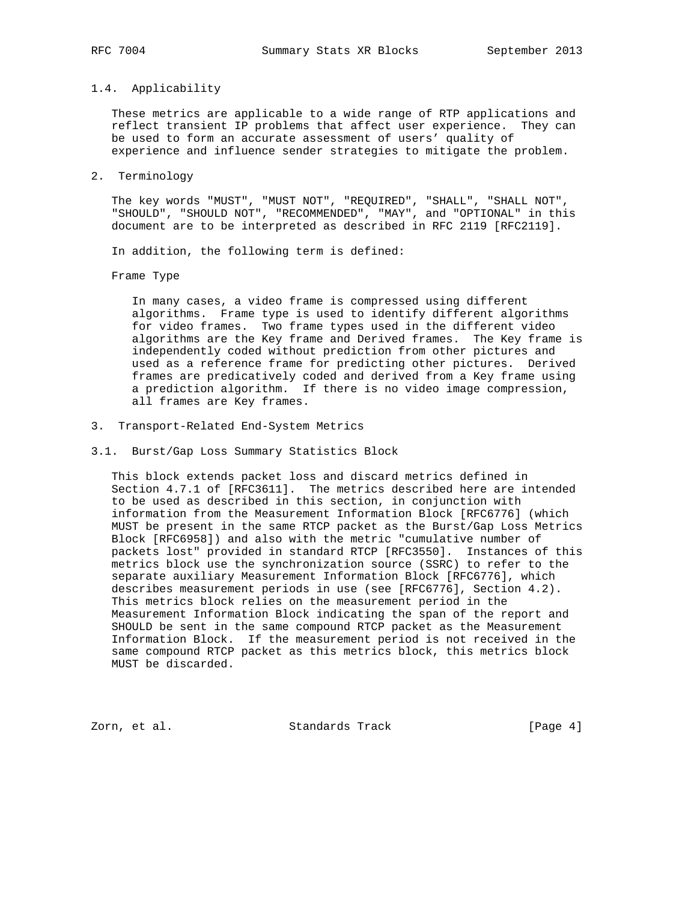## 1.4. Applicability

These metrics are applicable to a wide range of RTP applications and reflect transient IP problems that affect user experience. They can be used to form an accurate assessment of users' quality of experience and influence sender strategies to mitigate the problem.

# 2. Terminology

The key words "MUST", "MUST NOT", "REQUIRED", "SHALL", "SHALL NOT", "SHOULD", "SHOULD NOT", "RECOMMENDED", "MAY", and "OPTIONAL" in this document are to be interpreted as described in RFC 2119 [RFC2119].

In addition, the following term is defined:

Frame Type

In many cases, a video frame is compressed using different algorithms. Frame type is used to identify different algorithms for video frames. Two frame types used in the different video algorithms are the Key frame and Derived frames. The Key frame is independently coded without prediction from other pictures and used as a reference frame for predicting other pictures. Derived frames are predicatively coded and derived from a Key frame using a prediction algorithm. If there is no video image compression, all frames are Key frames.

# 3. Transport-Related End-System Metrics

## 3.1. Burst/Gap Loss Summary Statistics Block

This block extends packet loss and discard metrics defined in Section 4.7.1 of [RFC3611]. The metrics described here are intended to be used as described in this section, in conjunction with information from the Measurement Information Block [RFC6776] (which MUST be present in the same RTCP packet as the Burst/Gap Loss Metrics Block [RFC6958]) and also with the metric "cumulative number of packets lost" provided in standard RTCP [RFC3550]. Instances of this metrics block use the synchronization source (SSRC) to refer to the separate auxiliary Measurement Information Block [RFC6776], which describes measurement periods in use (see [RFC6776], Section 4.2). This metrics block relies on the measurement period in the Measurement Information Block indicating the span of the report and SHOULD be sent in the same compound RTCP packet as the Measurement Information Block. If the measurement period is not received in the same compound RTCP packet as this metrics block, this metrics block MUST be discarded.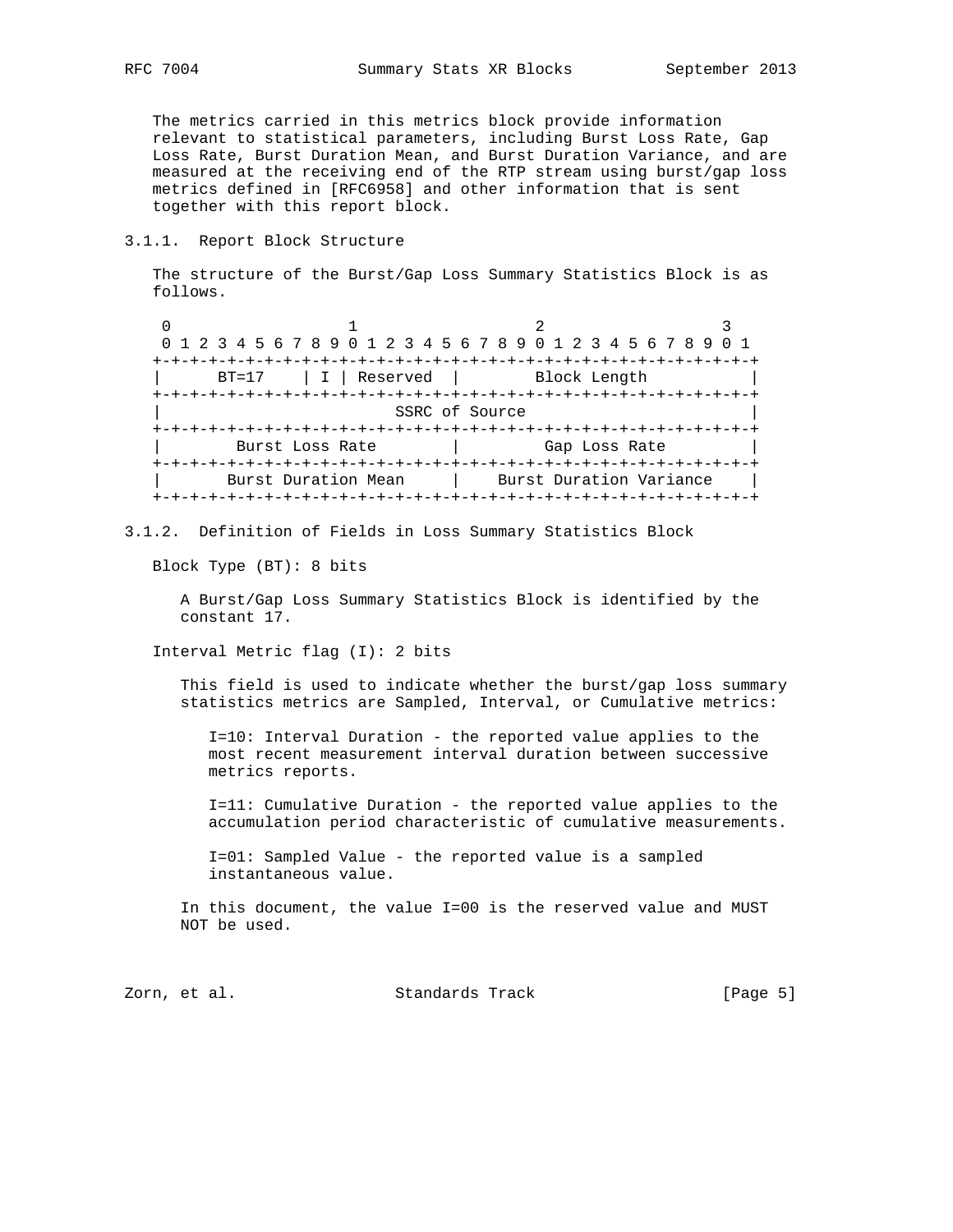The metrics carried in this metrics block provide information relevant to statistical parameters, including Burst Loss Rate, Gap Loss Rate, Burst Duration Mean, and Burst Duration Variance, and are measured at the receiving end of the RTP stream using burst/gap loss metrics defined in [RFC6958] and other information that is sent together with this report block.

### 3.1.1. Report Block Structure

The structure of the Burst/Gap Loss Summary Statistics Block is as follows.

```
 0                   1                   2                   3
 0 1 2 3 4 5 6 7 8 9 0 1 2 3 4 5 6 7 8 9 0 1 2 3 4 5 6 7 8 9 0 1
+-+-+-+-+-+-+-+-+-+-+-+-+-+-+-+-+-+-+-+-+-+-+-+-+-+-+-+-+-+-+-+-+
|     BT=17     | I | Reserved  |         Block Length          |
+-+-+-+-+-+-+-+-+-+-+-+-+-+-+-+-+-+-+-+-+-+-+-+-+-+-+-+-+-+-+-+-+
|                        SSRC of Source                         |
+-+-+-+-+-+-+-+-+-+-+-+-+-+-+-+-+-+-+-+-+-+-+-+-+-+-+-+-+-+-+-+-+
|        Burst Loss Rate        |         Gap Loss Rate         |
+-+-+-+-+-+-+-+-+-+-+-+-+-+-+-+-+-+-+-+-+-+-+-+-+-+-+-+-+-+-+-+-+
|       Burst Duration Mean     |    Burst Duration Variance    |
+-+-+-+-+-+-+-+-+-+-+-+-+-+-+-+-+-+-+-+-+-+-+-+-+-+-+-+-+-+-+-+-+
```

### 3.1.2. Definition of Fields in Loss Summary Statistics Block

Block Type (BT): 8 bits

A Burst/Gap Loss Summary Statistics Block is identified by the constant 17.

Interval Metric flag (I): 2 bits

This field is used to indicate whether the burst/gap loss summary statistics metrics are Sampled, Interval, or Cumulative metrics:

I=10: Interval Duration - the reported value applies to the most recent measurement interval duration between successive metrics reports.

I=11: Cumulative Duration - the reported value applies to the accumulation period characteristic of cumulative measurements.

I=01: Sampled Value - the reported value is a sampled instantaneous value.

In this document, the value I=00 is the reserved value and MUST NOT be used.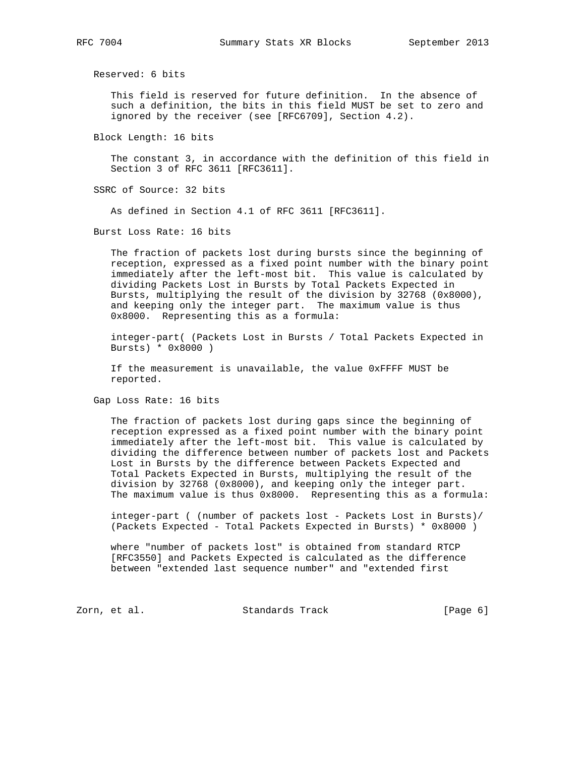Reserved: 6 bits

This field is reserved for future definition. In the absence of such a definition, the bits in this field MUST be set to zero and ignored by the receiver (see [RFC6709], Section 4.2).

Block Length: 16 bits

The constant 3, in accordance with the definition of this field in Section 3 of RFC 3611 [RFC3611].

SSRC of Source: 32 bits

As defined in Section 4.1 of RFC 3611 [RFC3611].

Burst Loss Rate: 16 bits

The fraction of packets lost during bursts since the beginning of reception, expressed as a fixed point number with the binary point immediately after the left-most bit. This value is calculated by dividing Packets Lost in Bursts by Total Packets Expected in Bursts, multiplying the result of the division by 32768 (0x8000), and keeping only the integer part. The maximum value is thus 0x8000. Representing this as a formula:

```
integer-part( (Packets Lost in Bursts / Total Packets Expected in
Bursts) * 0x8000 )
```

If the measurement is unavailable, the value 0xFFFF MUST be reported.

Gap Loss Rate: 16 bits

The fraction of packets lost during gaps since the beginning of reception expressed as a fixed point number with the binary point immediately after the left-most bit. This value is calculated by dividing the difference between number of packets lost and Packets Lost in Bursts by the difference between Packets Expected and Total Packets Expected in Bursts, multiplying the result of the division by 32768 (0x8000), and keeping only the integer part. The maximum value is thus 0x8000. Representing this as a formula:

```
integer-part ( (number of packets lost - Packets Lost in Bursts)/
(Packets Expected - Total Packets Expected in Bursts) * 0x8000 )
```

where "number of packets lost" is obtained from standard RTCP [RFC3550] and Packets Expected is calculated as the difference between "extended last sequence number" and "extended first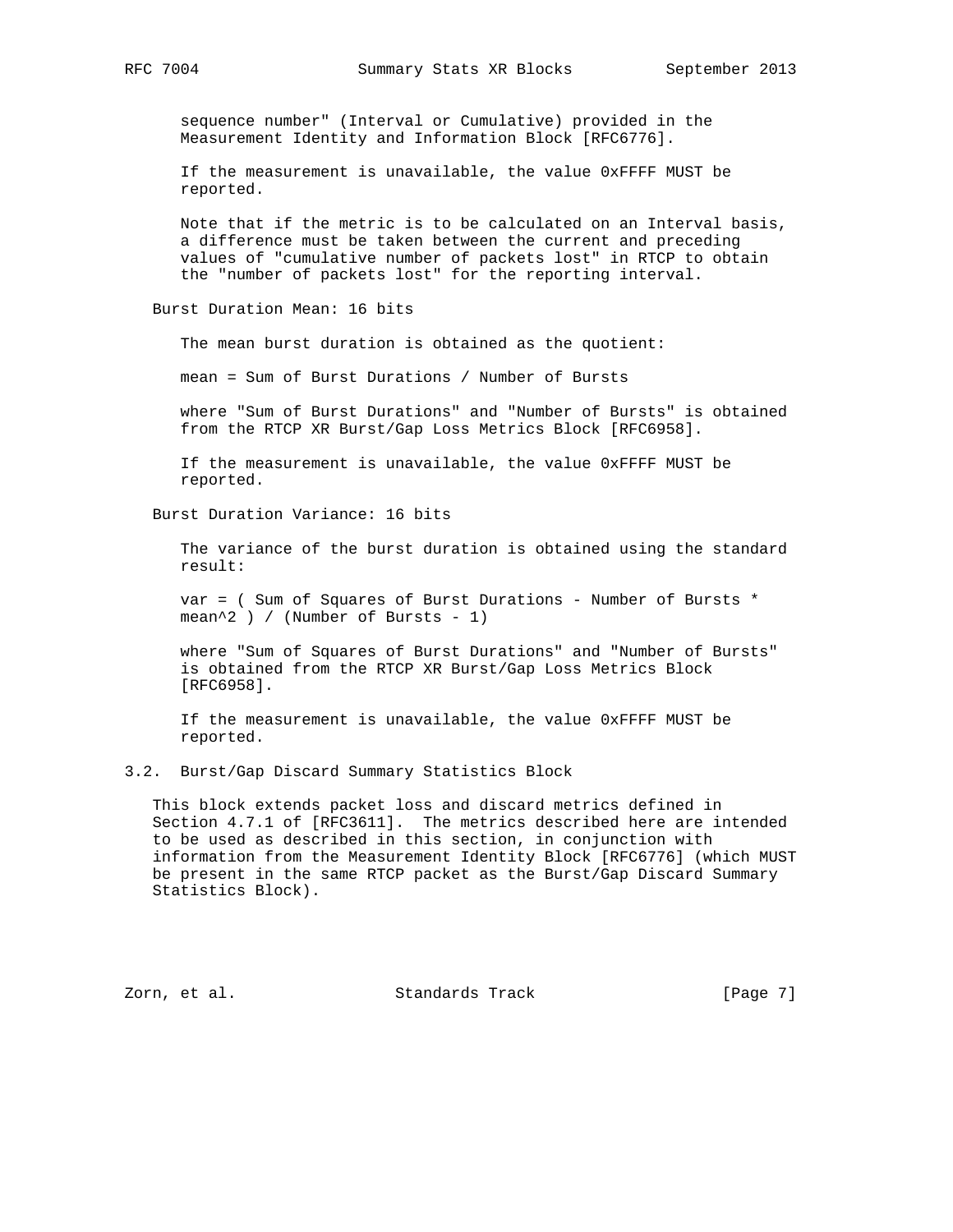sequence number" (Interval or Cumulative) provided in the Measurement Identity and Information Block [RFC6776].

If the measurement is unavailable, the value 0xFFFF MUST be reported.

Note that if the metric is to be calculated on an Interval basis, a difference must be taken between the current and preceding values of "cumulative number of packets lost" in RTCP to obtain the "number of packets lost" for the reporting interval.

Burst Duration Mean: 16 bits

The mean burst duration is obtained as the quotient:

mean = Sum of Burst Durations / Number of Bursts

where "Sum of Burst Durations" and "Number of Bursts" is obtained from the RTCP XR Burst/Gap Loss Metrics Block [RFC6958].

If the measurement is unavailable, the value 0xFFFF MUST be reported.

Burst Duration Variance: 16 bits

The variance of the burst duration is obtained using the standard result:

var = ( Sum of Squares of Burst Durations - Number of Bursts * mean^2 ) / (Number of Bursts - 1)

where "Sum of Squares of Burst Durations" and "Number of Bursts" is obtained from the RTCP XR Burst/Gap Loss Metrics Block [RFC6958].

If the measurement is unavailable, the value 0xFFFF MUST be reported.

### 3.2. Burst/Gap Discard Summary Statistics Block

This block extends packet loss and discard metrics defined in Section 4.7.1 of [RFC3611]. The metrics described here are intended to be used as described in this section, in conjunction with information from the Measurement Identity Block [RFC6776] (which MUST be present in the same RTCP packet as the Burst/Gap Discard Summary Statistics Block).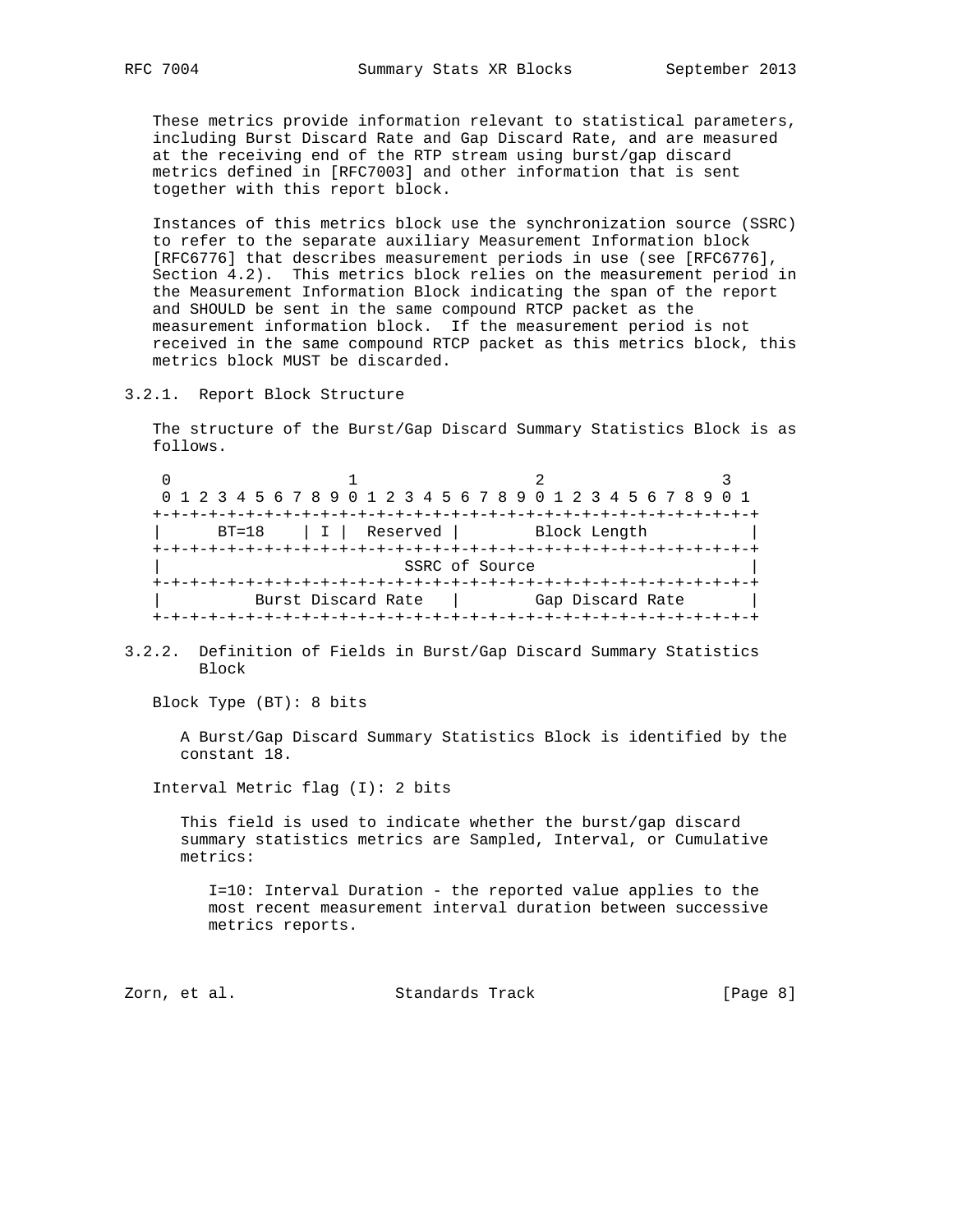These metrics provide information relevant to statistical parameters, including Burst Discard Rate and Gap Discard Rate, and are measured at the receiving end of the RTP stream using burst/gap discard metrics defined in [RFC7003] and other information that is sent together with this report block.

Instances of this metrics block use the synchronization source (SSRC) to refer to the separate auxiliary Measurement Information block [RFC6776] that describes measurement periods in use (see [RFC6776], Section 4.2). This metrics block relies on the measurement period in the Measurement Information Block indicating the span of the report and SHOULD be sent in the same compound RTCP packet as the measurement information block. If the measurement period is not received in the same compound RTCP packet as this metrics block, this metrics block MUST be discarded.

### 3.2.1. Report Block Structure

The structure of the Burst/Gap Discard Summary Statistics Block is as follows.

```
 0                   1                   2                   3
 0 1 2 3 4 5 6 7 8 9 0 1 2 3 4 5 6 7 8 9 0 1 2 3 4 5 6 7 8 9 0 1
+-+-+-+-+-+-+-+-+-+-+-+-+-+-+-+-+-+-+-+-+-+-+-+-+-+-+-+-+-+-+-+-+
|     BT=18     | I |  Reserved |        Block Length           |
+-+-+-+-+-+-+-+-+-+-+-+-+-+-+-+-+-+-+-+-+-+-+-+-+-+-+-+-+-+-+-+-+
|                          SSRC of Source                       |
+-+-+-+-+-+-+-+-+-+-+-+-+-+-+-+-+-+-+-+-+-+-+-+-+-+-+-+-+-+-+-+-+
|         Burst Discard Rate    |       Gap Discard Rate        |
+-+-+-+-+-+-+-+-+-+-+-+-+-+-+-+-+-+-+-+-+-+-+-+-+-+-+-+-+-+-+-+-+
```

### 3.2.2. Definition of Fields in Burst/Gap Discard Summary Statistics Block

Block Type (BT): 8 bits

A Burst/Gap Discard Summary Statistics Block is identified by the constant 18.

Interval Metric flag (I): 2 bits

This field is used to indicate whether the burst/gap discard summary statistics metrics are Sampled, Interval, or Cumulative metrics:

I=10: Interval Duration - the reported value applies to the most recent measurement interval duration between successive metrics reports.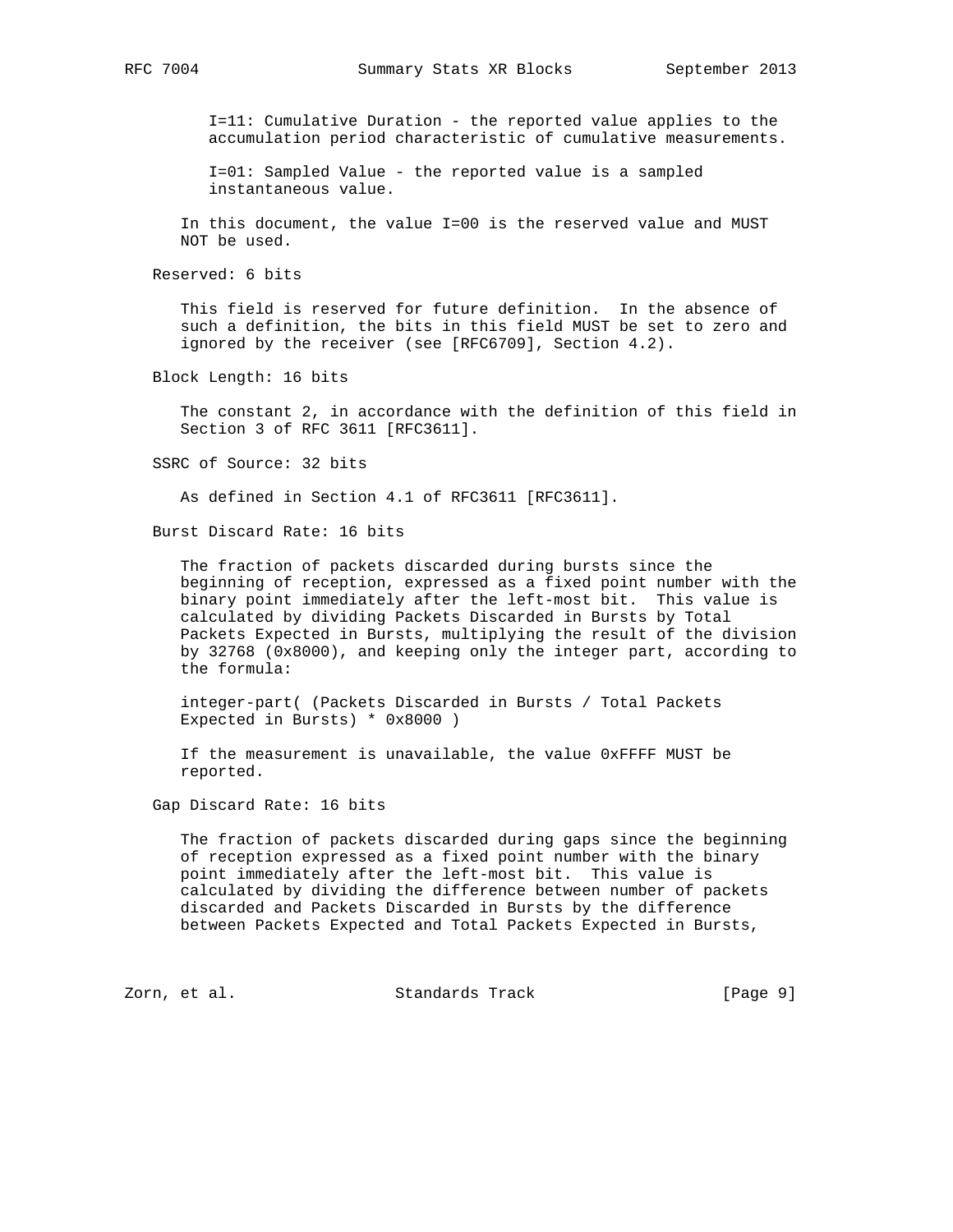I=11: Cumulative Duration - the reported value applies to the accumulation period characteristic of cumulative measurements.

I=01: Sampled Value - the reported value is a sampled instantaneous value.

In this document, the value I=00 is the reserved value and MUST NOT be used.

Reserved: 6 bits

This field is reserved for future definition. In the absence of such a definition, the bits in this field MUST be set to zero and ignored by the receiver (see [RFC6709], Section 4.2).

Block Length: 16 bits

The constant 2, in accordance with the definition of this field in Section 3 of RFC 3611 [RFC3611].

SSRC of Source: 32 bits

As defined in Section 4.1 of RFC3611 [RFC3611].

Burst Discard Rate: 16 bits

The fraction of packets discarded during bursts since the beginning of reception, expressed as a fixed point number with the binary point immediately after the left-most bit. This value is calculated by dividing Packets Discarded in Bursts by Total Packets Expected in Bursts, multiplying the result of the division by 32768 (0x8000), and keeping only the integer part, according to the formula:

integer-part( (Packets Discarded in Bursts / Total Packets Expected in Bursts) * 0x8000 )

If the measurement is unavailable, the value 0xFFFF MUST be reported.

Gap Discard Rate: 16 bits

The fraction of packets discarded during gaps since the beginning of reception expressed as a fixed point number with the binary point immediately after the left-most bit. This value is calculated by dividing the difference between number of packets discarded and Packets Discarded in Bursts by the difference between Packets Expected and Total Packets Expected in Bursts,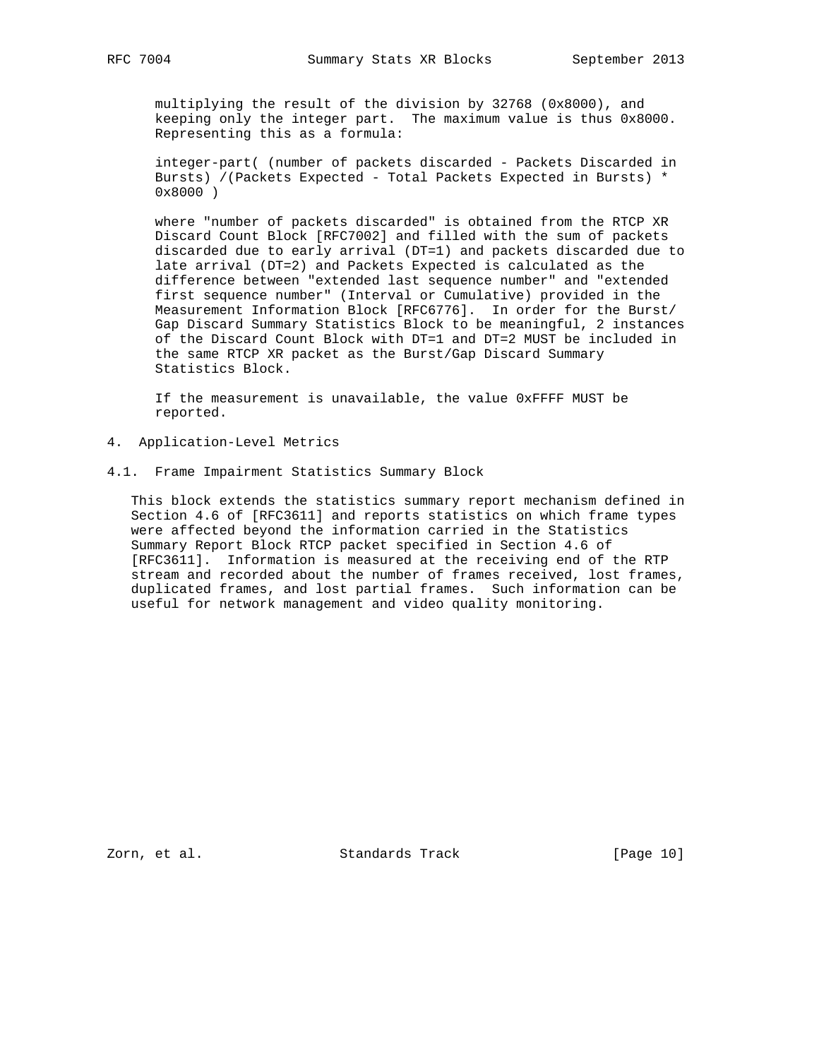multiplying the result of the division by 32768 (0x8000), and keeping only the integer part. The maximum value is thus 0x8000. Representing this as a formula:

integer-part( (number of packets discarded - Packets Discarded in Bursts) /(Packets Expected - Total Packets Expected in Bursts) * 0x8000 )

where "number of packets discarded" is obtained from the RTCP XR Discard Count Block [RFC7002] and filled with the sum of packets discarded due to early arrival (DT=1) and packets discarded due to late arrival (DT=2) and Packets Expected is calculated as the difference between "extended last sequence number" and "extended first sequence number" (Interval or Cumulative) provided in the Measurement Information Block [RFC6776]. In order for the Burst/Gap Discard Summary Statistics Block to be meaningful, 2 instances of the Discard Count Block with DT=1 and DT=2 MUST be included in the same RTCP XR packet as the Burst/Gap Discard Summary Statistics Block.

If the measurement is unavailable, the value 0xFFFF MUST be reported.

# 4. Application-Level Metrics

## 4.1. Frame Impairment Statistics Summary Block

This block extends the statistics summary report mechanism defined in Section 4.6 of [RFC3611] and reports statistics on which frame types were affected beyond the information carried in the Statistics Summary Report Block RTCP packet specified in Section 4.6 of [RFC3611]. Information is measured at the receiving end of the RTP stream and recorded about the number of frames received, lost frames, duplicated frames, and lost partial frames. Such information can be useful for network management and video quality monitoring.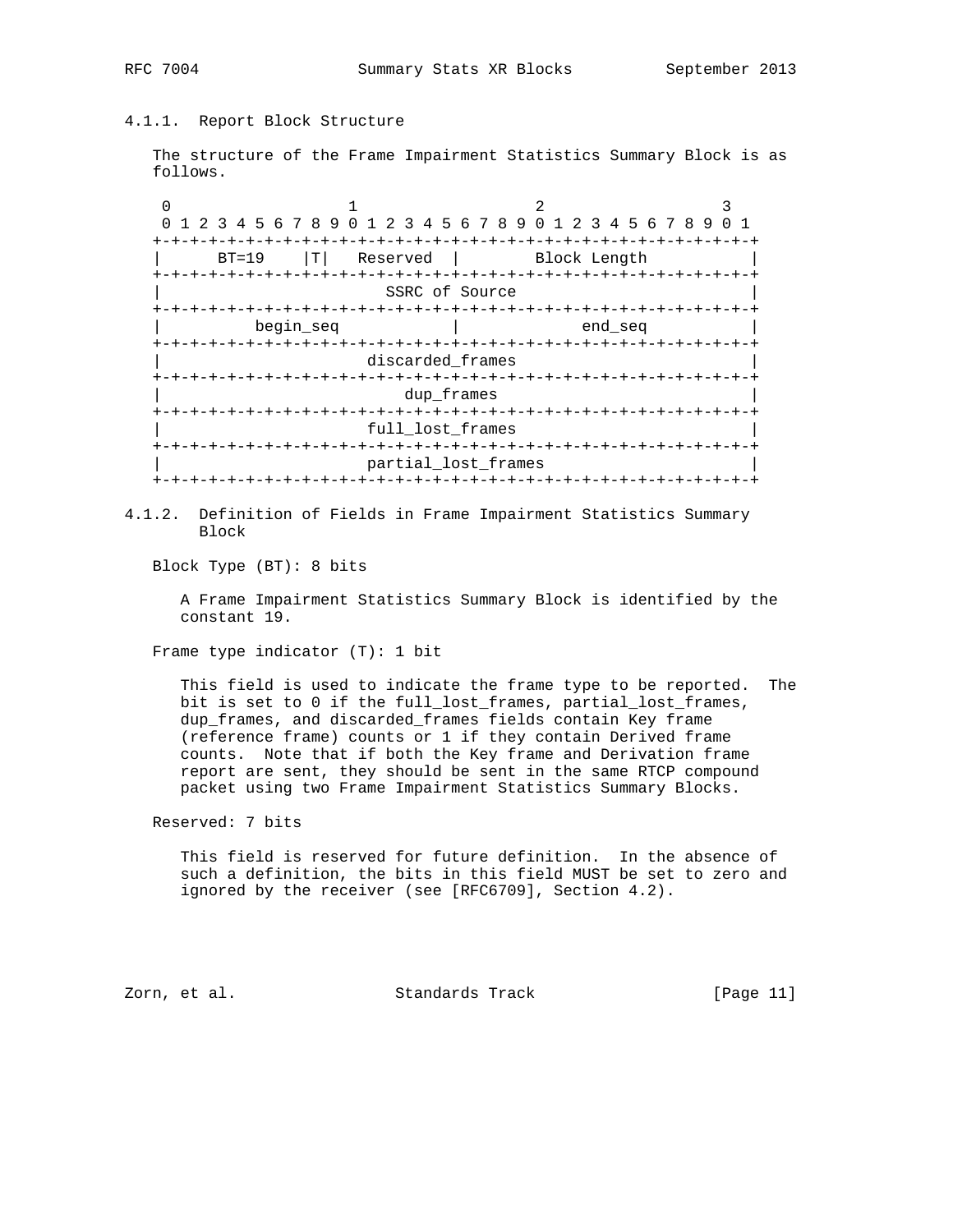#### 4.1.1. Report Block Structure

The structure of the Frame Impairment Statistics Summary Block is as follows.

```
 0                   1                   2                   3
 0 1 2 3 4 5 6 7 8 9 0 1 2 3 4 5 6 7 8 9 0 1 2 3 4 5 6 7 8 9 0 1
+-+-+-+-+-+-+-+-+-+-+-+-+-+-+-+-+-+-+-+-+-+-+-+-+-+-+-+-+-+-+-+-+
|     BT=19     |T|  Reserved   |         Block Length          |
+-+-+-+-+-+-+-+-+-+-+-+-+-+-+-+-+-+-+-+-+-+-+-+-+-+-+-+-+-+-+-+-+
|                        SSRC of Source                         |
+-+-+-+-+-+-+-+-+-+-+-+-+-+-+-+-+-+-+-+-+-+-+-+-+-+-+-+-+-+-+-+-+
|          begin_seq            |             end_seq           |
+-+-+-+-+-+-+-+-+-+-+-+-+-+-+-+-+-+-+-+-+-+-+-+-+-+-+-+-+-+-+-+-+
|                      discarded_frames                         |
+-+-+-+-+-+-+-+-+-+-+-+-+-+-+-+-+-+-+-+-+-+-+-+-+-+-+-+-+-+-+-+-+
|                          dup_frames                           |
+-+-+-+-+-+-+-+-+-+-+-+-+-+-+-+-+-+-+-+-+-+-+-+-+-+-+-+-+-+-+-+-+
|                      full_lost_frames                         |
+-+-+-+-+-+-+-+-+-+-+-+-+-+-+-+-+-+-+-+-+-+-+-+-+-+-+-+-+-+-+-+-+
|                      partial_lost_frames                      |
+-+-+-+-+-+-+-+-+-+-+-+-+-+-+-+-+-+-+-+-+-+-+-+-+-+-+-+-+-+-+-+-+
```

#### 4.1.2. Definition of Fields in Frame Impairment Statistics Summary Block

Block Type (BT): 8 bits

A Frame Impairment Statistics Summary Block is identified by the constant 19.

Frame type indicator (T): 1 bit

This field is used to indicate the frame type to be reported. The bit is set to 0 if the full_lost_frames, partial_lost_frames, dup_frames, and discarded_frames fields contain Key frame (reference frame) counts or 1 if they contain Derived frame counts. Note that if both the Key frame and Derivation frame report are sent, they should be sent in the same RTCP compound packet using two Frame Impairment Statistics Summary Blocks.

Reserved: 7 bits

This field is reserved for future definition. In the absence of such a definition, the bits in this field MUST be set to zero and ignored by the receiver (see [RFC6709], Section 4.2).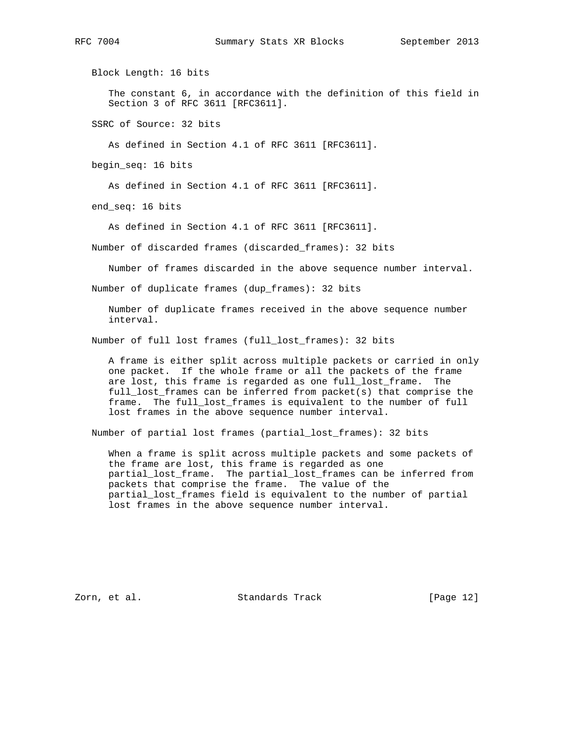Block Length: 16 bits

The constant 6, in accordance with the definition of this field in Section 3 of RFC 3611 [RFC3611].

SSRC of Source: 32 bits

As defined in Section 4.1 of RFC 3611 [RFC3611].

begin_seq: 16 bits

As defined in Section 4.1 of RFC 3611 [RFC3611].

end_seq: 16 bits

As defined in Section 4.1 of RFC 3611 [RFC3611].

Number of discarded frames (discarded_frames): 32 bits

Number of frames discarded in the above sequence number interval.

Number of duplicate frames (dup_frames): 32 bits

Number of duplicate frames received in the above sequence number interval.

Number of full lost frames (full_lost_frames): 32 bits

A frame is either split across multiple packets or carried in only one packet. If the whole frame or all the packets of the frame are lost, this frame is regarded as one full_lost_frame. The full_lost_frames can be inferred from packet(s) that comprise the frame. The full_lost_frames is equivalent to the number of full lost frames in the above sequence number interval.

Number of partial lost frames (partial_lost_frames): 32 bits

When a frame is split across multiple packets and some packets of the frame are lost, this frame is regarded as one partial_lost_frame. The partial_lost_frames can be inferred from packets that comprise the frame. The value of the partial_lost_frames field is equivalent to the number of partial lost frames in the above sequence number interval.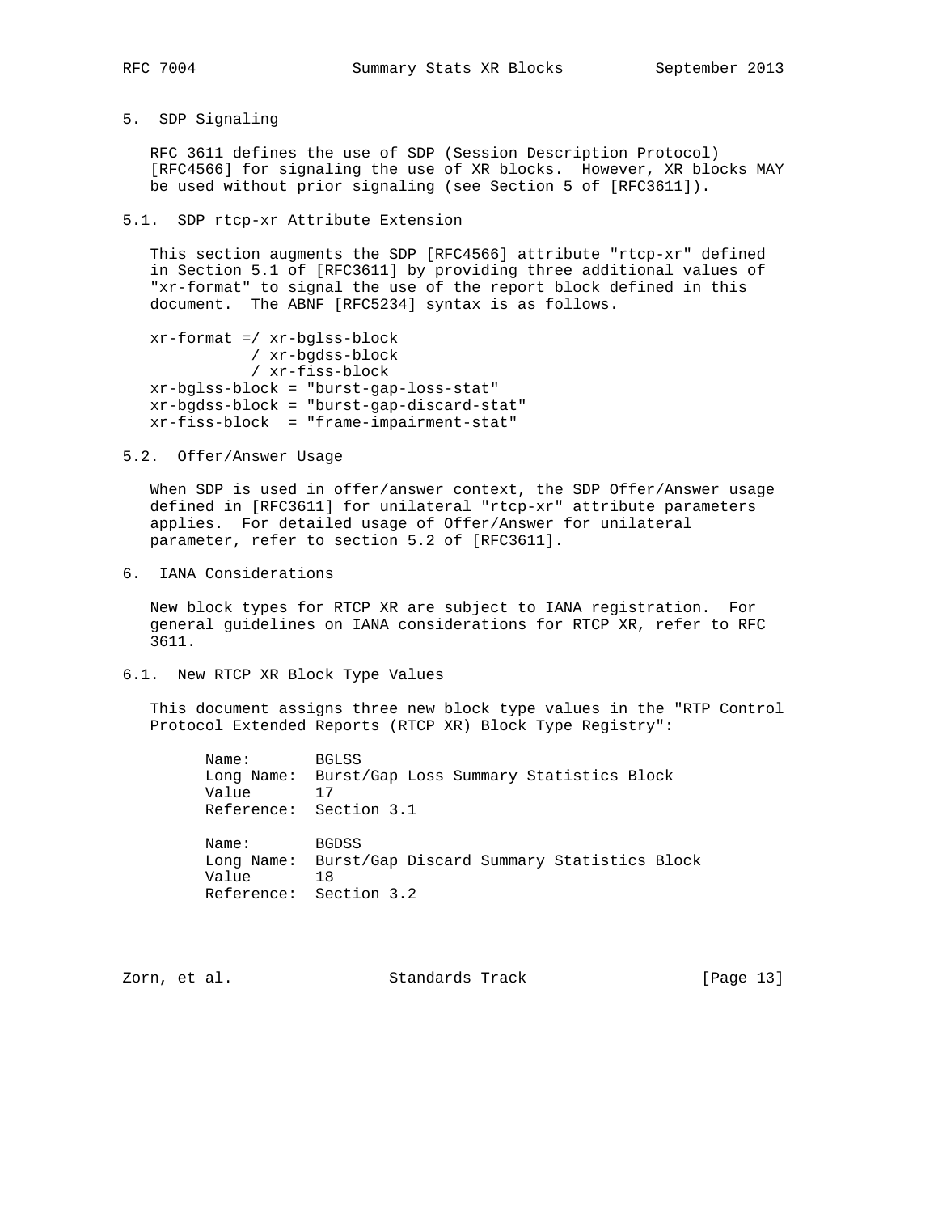## 5. SDP Signaling

RFC 3611 defines the use of SDP (Session Description Protocol) [RFC4566] for signaling the use of XR blocks. However, XR blocks MAY be used without prior signaling (see Section 5 of [RFC3611]).

### 5.1. SDP rtcp-xr Attribute Extension

This section augments the SDP [RFC4566] attribute "rtcp-xr" defined in Section 5.1 of [RFC3611] by providing three additional values of "xr-format" to signal the use of the report block defined in this document. The ABNF [RFC5234] syntax is as follows.

```
xr-format =/ xr-bglss-block
           / xr-bgdss-block
           / xr-fiss-block
xr-bglss-block = "burst-gap-loss-stat"
xr-bgdss-block = "burst-gap-discard-stat"
xr-fiss-block  = "frame-impairment-stat"
```

### 5.2. Offer/Answer Usage

When SDP is used in offer/answer context, the SDP Offer/Answer usage defined in [RFC3611] for unilateral "rtcp-xr" attribute parameters applies. For detailed usage of Offer/Answer for unilateral parameter, refer to section 5.2 of [RFC3611].

## 6. IANA Considerations

New block types for RTCP XR are subject to IANA registration. For general guidelines on IANA considerations for RTCP XR, refer to RFC 3611.

### 6.1. New RTCP XR Block Type Values

This document assigns three new block type values in the "RTP Control Protocol Extended Reports (RTCP XR) Block Type Registry":

```
Name:       BGLSS
Long Name:  Burst/Gap Loss Summary Statistics Block
Value       17
Reference:  Section 3.1

Name:       BGDSS
Long Name:  Burst/Gap Discard Summary Statistics Block
Value       18
Reference:  Section 3.2
```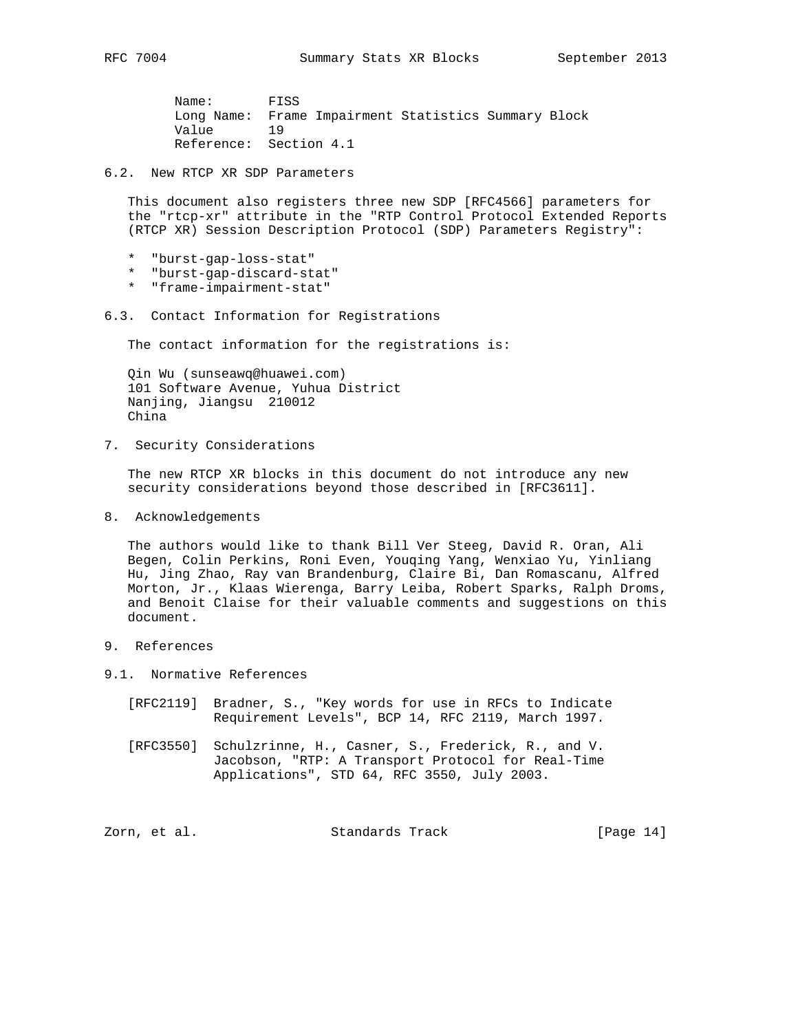Name: FISS
Long Name: Frame Impairment Statistics Summary Block
Value 19
Reference: Section 4.1

## 6.2. New RTCP XR SDP Parameters

This document also registers three new SDP [RFC4566] parameters for the "rtcp-xr" attribute in the "RTP Control Protocol Extended Reports (RTCP XR) Session Description Protocol (SDP) Parameters Registry":

* "burst-gap-loss-stat"
* "burst-gap-discard-stat"
* "frame-impairment-stat"

## 6.3. Contact Information for Registrations

The contact information for the registrations is:

Qin Wu (sunseawq@huawei.com)
101 Software Avenue, Yuhua District
Nanjing, Jiangsu 210012
China

# 7. Security Considerations

The new RTCP XR blocks in this document do not introduce any new security considerations beyond those described in [RFC3611].

# 8. Acknowledgements

The authors would like to thank Bill Ver Steeg, David R. Oran, Ali Begen, Colin Perkins, Roni Even, Youqing Yang, Wenxiao Yu, Yinliang Hu, Jing Zhao, Ray van Brandenburg, Claire Bi, Dan Romascanu, Alfred Morton, Jr., Klaas Wierenga, Barry Leiba, Robert Sparks, Ralph Droms, and Benoit Claise for their valuable comments and suggestions on this document.

# 9. References

## 9.1. Normative References

[RFC2119] Bradner, S., "Key words for use in RFCs to Indicate Requirement Levels", BCP 14, RFC 2119, March 1997.

[RFC3550] Schulzrinne, H., Casner, S., Frederick, R., and V. Jacobson, "RTP: A Transport Protocol for Real-Time Applications", STD 64, RFC 3550, July 2003.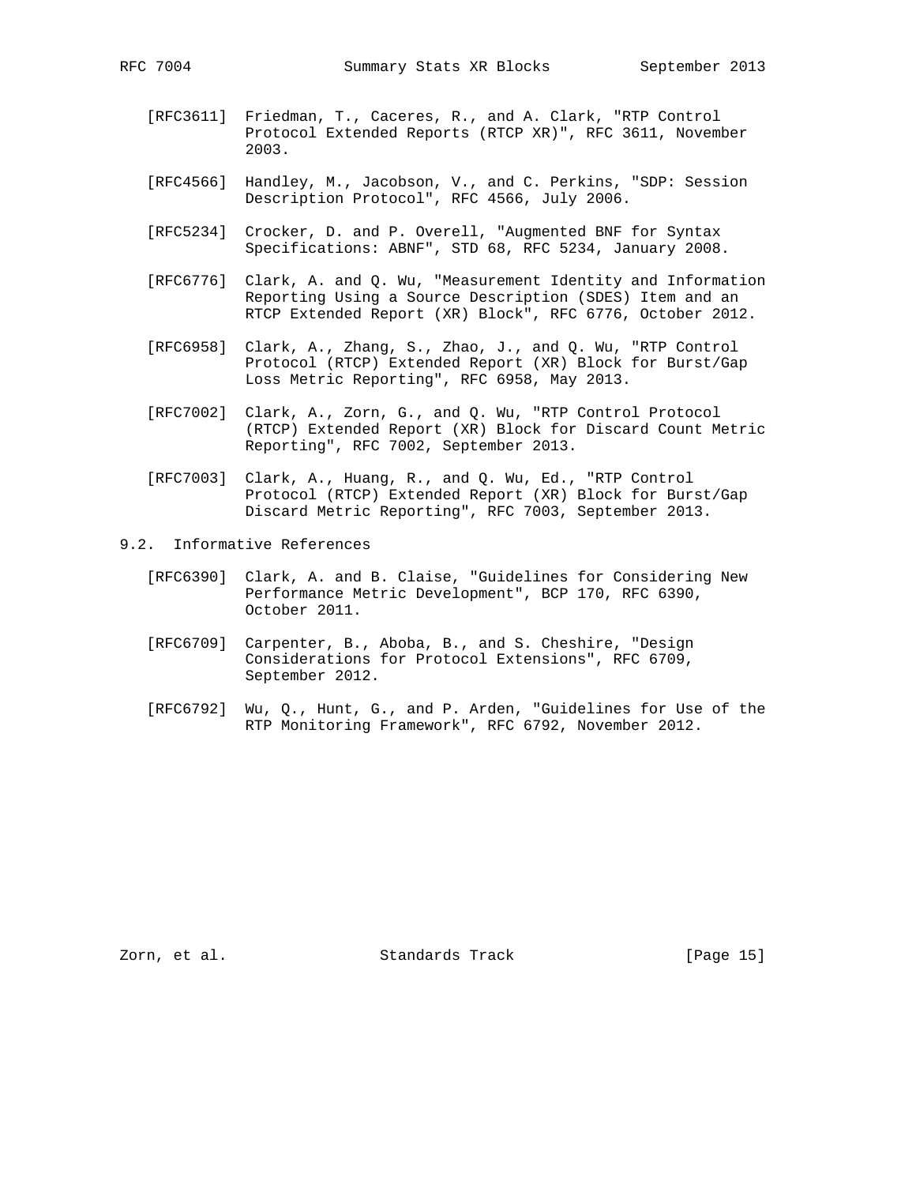[RFC3611] Friedman, T., Caceres, R., and A. Clark, "RTP Control Protocol Extended Reports (RTCP XR)", RFC 3611, November 2003.

[RFC4566] Handley, M., Jacobson, V., and C. Perkins, "SDP: Session Description Protocol", RFC 4566, July 2006.

[RFC5234] Crocker, D. and P. Overell, "Augmented BNF for Syntax Specifications: ABNF", STD 68, RFC 5234, January 2008.

[RFC6776] Clark, A. and Q. Wu, "Measurement Identity and Information Reporting Using a Source Description (SDES) Item and an RTCP Extended Report (XR) Block", RFC 6776, October 2012.

[RFC6958] Clark, A., Zhang, S., Zhao, J., and Q. Wu, "RTP Control Protocol (RTCP) Extended Report (XR) Block for Burst/Gap Loss Metric Reporting", RFC 6958, May 2013.

[RFC7002] Clark, A., Zorn, G., and Q. Wu, "RTP Control Protocol (RTCP) Extended Report (XR) Block for Discard Count Metric Reporting", RFC 7002, September 2013.

[RFC7003] Clark, A., Huang, R., and Q. Wu, Ed., "RTP Control Protocol (RTCP) Extended Report (XR) Block for Burst/Gap Discard Metric Reporting", RFC 7003, September 2013.

## 9.2. Informative References

[RFC6390] Clark, A. and B. Claise, "Guidelines for Considering New Performance Metric Development", BCP 170, RFC 6390, October 2011.

[RFC6709] Carpenter, B., Aboba, B., and S. Cheshire, "Design Considerations for Protocol Extensions", RFC 6709, September 2012.

[RFC6792] Wu, Q., Hunt, G., and P. Arden, "Guidelines for Use of the RTP Monitoring Framework", RFC 6792, November 2012.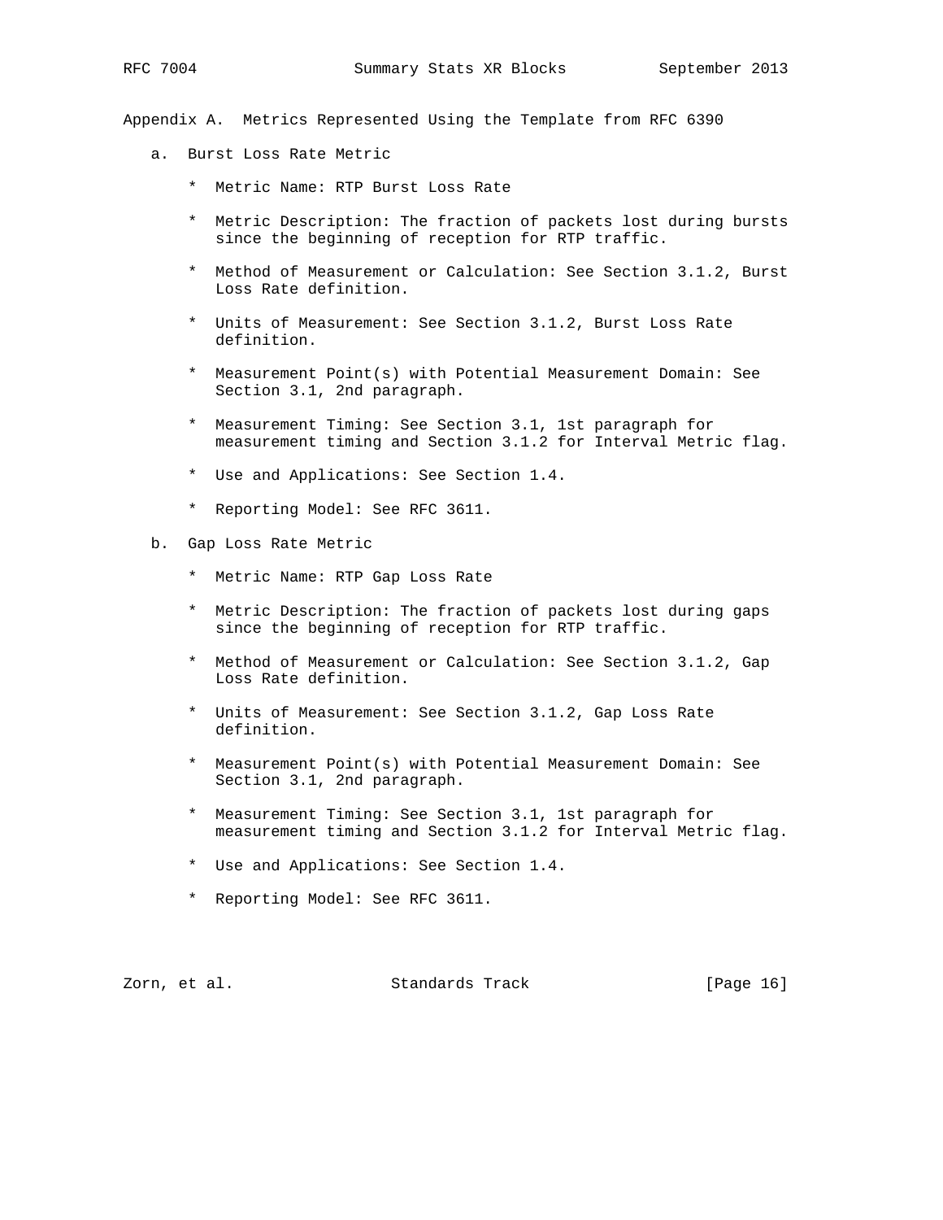## Appendix A. Metrics Represented Using the Template from RFC 6390

a. Burst Loss Rate Metric

   * Metric Name: RTP Burst Loss Rate

   * Metric Description: The fraction of packets lost during bursts since the beginning of reception for RTP traffic.

   * Method of Measurement or Calculation: See Section 3.1.2, Burst Loss Rate definition.

   * Units of Measurement: See Section 3.1.2, Burst Loss Rate definition.

   * Measurement Point(s) with Potential Measurement Domain: See Section 3.1, 2nd paragraph.

   * Measurement Timing: See Section 3.1, 1st paragraph for measurement timing and Section 3.1.2 for Interval Metric flag.

   * Use and Applications: See Section 1.4.

   * Reporting Model: See RFC 3611.

b. Gap Loss Rate Metric

   * Metric Name: RTP Gap Loss Rate

   * Metric Description: The fraction of packets lost during gaps since the beginning of reception for RTP traffic.

   * Method of Measurement or Calculation: See Section 3.1.2, Gap Loss Rate definition.

   * Units of Measurement: See Section 3.1.2, Gap Loss Rate definition.

   * Measurement Point(s) with Potential Measurement Domain: See Section 3.1, 2nd paragraph.

   * Measurement Timing: See Section 3.1, 1st paragraph for measurement timing and Section 3.1.2 for Interval Metric flag.

   * Use and Applications: See Section 1.4.

   * Reporting Model: See RFC 3611.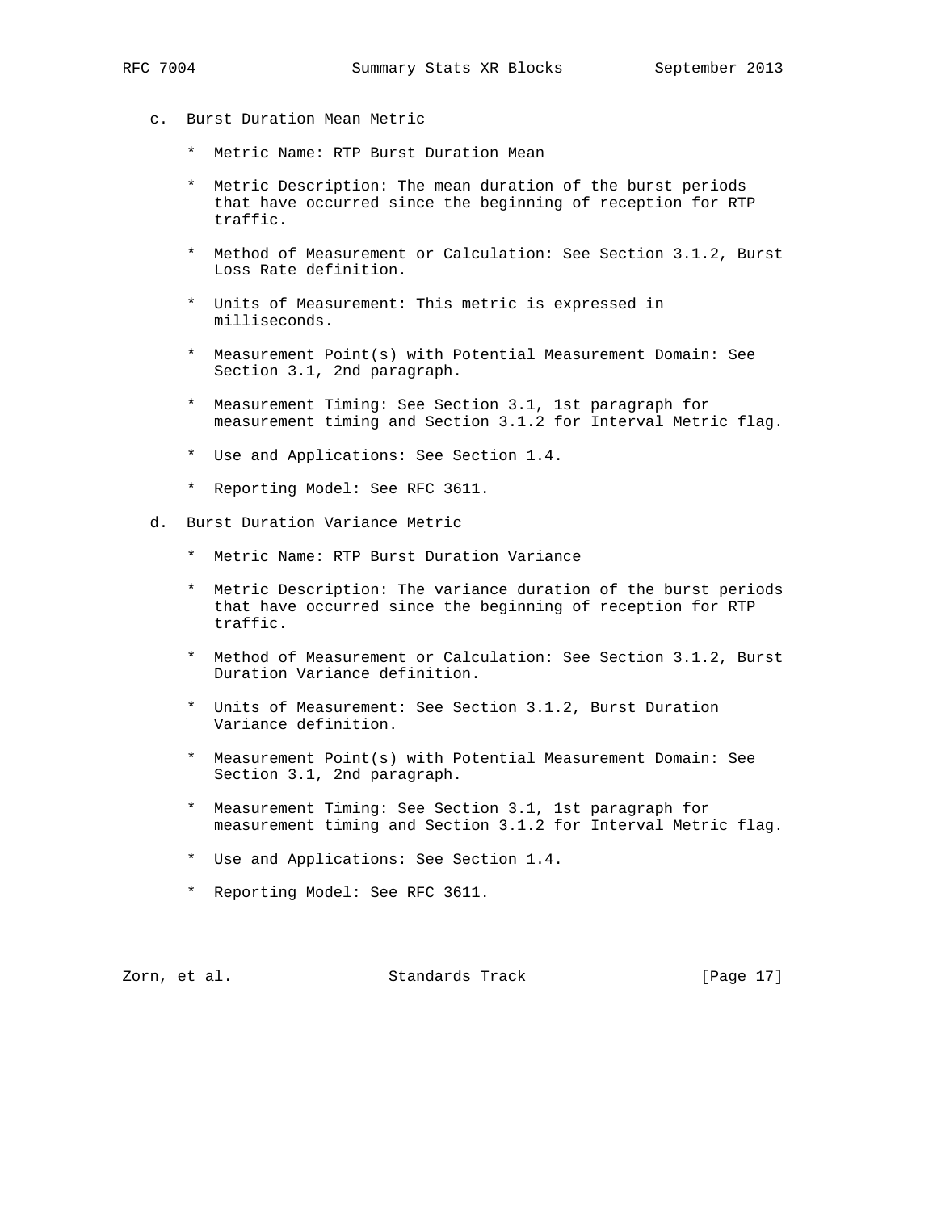c. Burst Duration Mean Metric

   * Metric Name: RTP Burst Duration Mean

   * Metric Description: The mean duration of the burst periods that have occurred since the beginning of reception for RTP traffic.

   * Method of Measurement or Calculation: See Section 3.1.2, Burst Loss Rate definition.

   * Units of Measurement: This metric is expressed in milliseconds.

   * Measurement Point(s) with Potential Measurement Domain: See Section 3.1, 2nd paragraph.

   * Measurement Timing: See Section 3.1, 1st paragraph for measurement timing and Section 3.1.2 for Interval Metric flag.

   * Use and Applications: See Section 1.4.

   * Reporting Model: See RFC 3611.

d. Burst Duration Variance Metric

   * Metric Name: RTP Burst Duration Variance

   * Metric Description: The variance duration of the burst periods that have occurred since the beginning of reception for RTP traffic.

   * Method of Measurement or Calculation: See Section 3.1.2, Burst Duration Variance definition.

   * Units of Measurement: See Section 3.1.2, Burst Duration Variance definition.

   * Measurement Point(s) with Potential Measurement Domain: See Section 3.1, 2nd paragraph.

   * Measurement Timing: See Section 3.1, 1st paragraph for measurement timing and Section 3.1.2 for Interval Metric flag.

   * Use and Applications: See Section 1.4.

   * Reporting Model: See RFC 3611.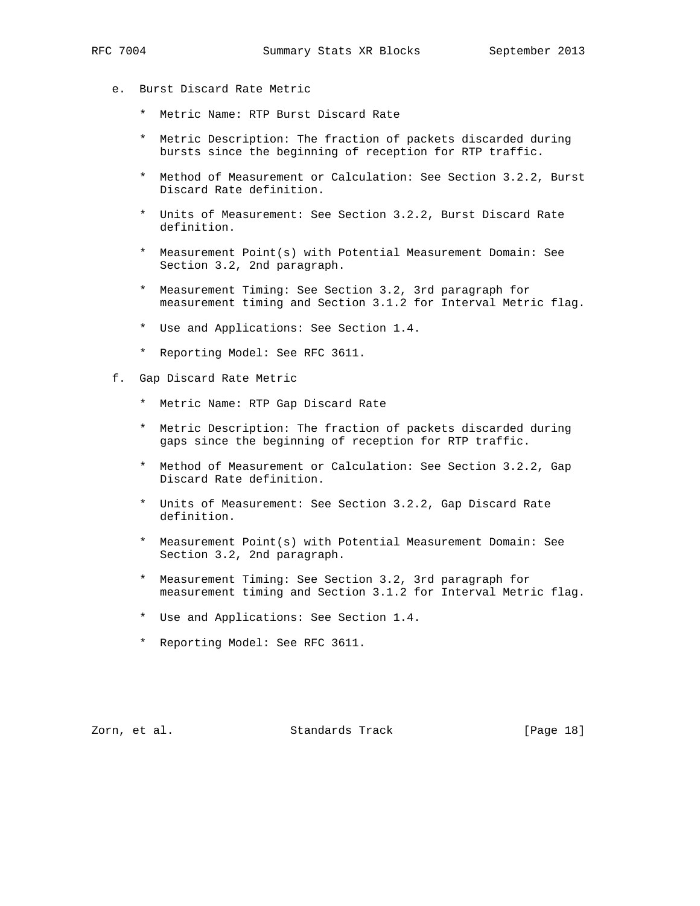e. Burst Discard Rate Metric

   * Metric Name: RTP Burst Discard Rate

   * Metric Description: The fraction of packets discarded during bursts since the beginning of reception for RTP traffic.

   * Method of Measurement or Calculation: See Section 3.2.2, Burst Discard Rate definition.

   * Units of Measurement: See Section 3.2.2, Burst Discard Rate definition.

   * Measurement Point(s) with Potential Measurement Domain: See Section 3.2, 2nd paragraph.

   * Measurement Timing: See Section 3.2, 3rd paragraph for measurement timing and Section 3.1.2 for Interval Metric flag.

   * Use and Applications: See Section 1.4.

   * Reporting Model: See RFC 3611.

f. Gap Discard Rate Metric

   * Metric Name: RTP Gap Discard Rate

   * Metric Description: The fraction of packets discarded during gaps since the beginning of reception for RTP traffic.

   * Method of Measurement or Calculation: See Section 3.2.2, Gap Discard Rate definition.

   * Units of Measurement: See Section 3.2.2, Gap Discard Rate definition.

   * Measurement Point(s) with Potential Measurement Domain: See Section 3.2, 2nd paragraph.

   * Measurement Timing: See Section 3.2, 3rd paragraph for measurement timing and Section 3.1.2 for Interval Metric flag.

   * Use and Applications: See Section 1.4.

   * Reporting Model: See RFC 3611.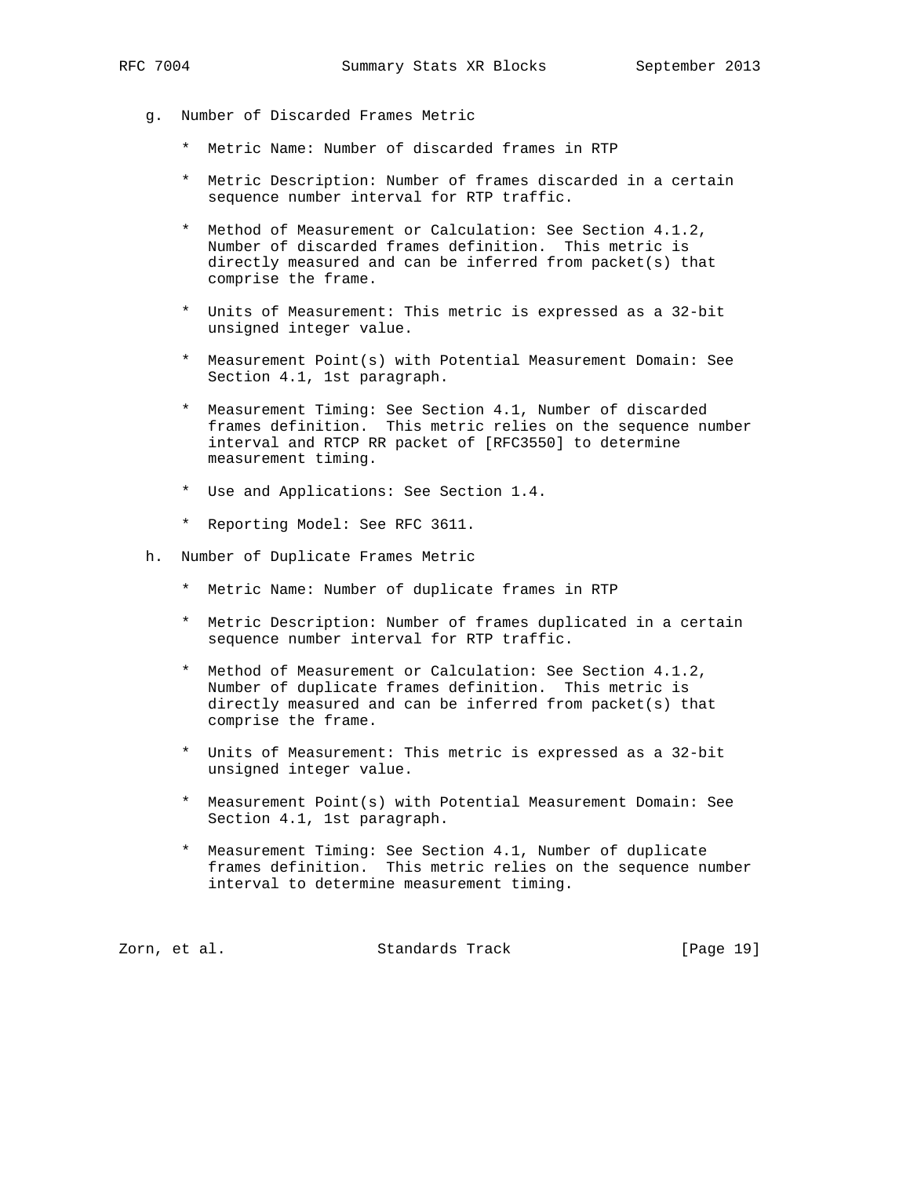g. Number of Discarded Frames Metric

   * Metric Name: Number of discarded frames in RTP

   * Metric Description: Number of frames discarded in a certain sequence number interval for RTP traffic.

   * Method of Measurement or Calculation: See Section 4.1.2, Number of discarded frames definition. This metric is directly measured and can be inferred from packet(s) that comprise the frame.

   * Units of Measurement: This metric is expressed as a 32-bit unsigned integer value.

   * Measurement Point(s) with Potential Measurement Domain: See Section 4.1, 1st paragraph.

   * Measurement Timing: See Section 4.1, Number of discarded frames definition. This metric relies on the sequence number interval and RTCP RR packet of [RFC3550] to determine measurement timing.

   * Use and Applications: See Section 1.4.

   * Reporting Model: See RFC 3611.

h. Number of Duplicate Frames Metric

   * Metric Name: Number of duplicate frames in RTP

   * Metric Description: Number of frames duplicated in a certain sequence number interval for RTP traffic.

   * Method of Measurement or Calculation: See Section 4.1.2, Number of duplicate frames definition. This metric is directly measured and can be inferred from packet(s) that comprise the frame.

   * Units of Measurement: This metric is expressed as a 32-bit unsigned integer value.

   * Measurement Point(s) with Potential Measurement Domain: See Section 4.1, 1st paragraph.

   * Measurement Timing: See Section 4.1, Number of duplicate frames definition. This metric relies on the sequence number interval to determine measurement timing.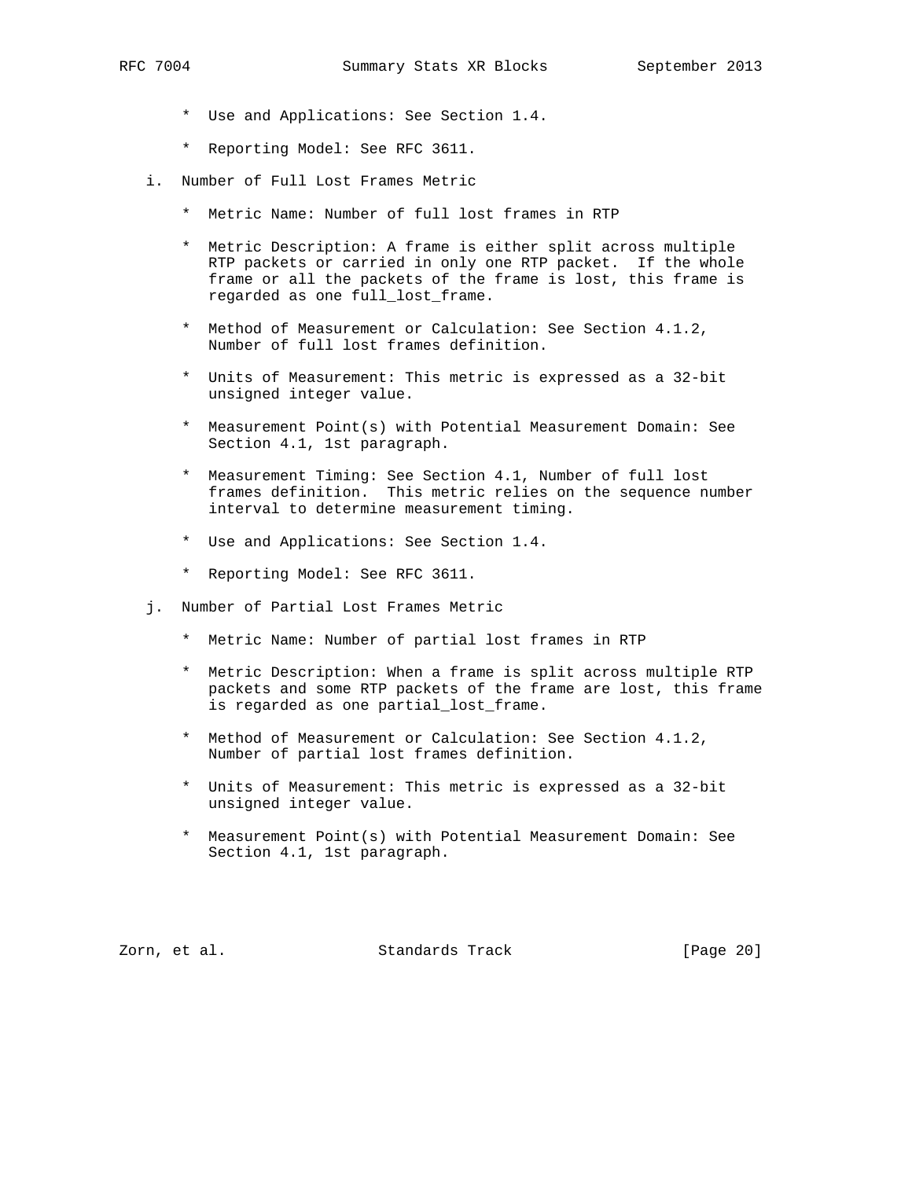* Use and Applications: See Section 1.4.

* Reporting Model: See RFC 3611.

i. Number of Full Lost Frames Metric

   * Metric Name: Number of full lost frames in RTP

   * Metric Description: A frame is either split across multiple RTP packets or carried in only one RTP packet. If the whole frame or all the packets of the frame is lost, this frame is regarded as one full_lost_frame.

   * Method of Measurement or Calculation: See Section 4.1.2, Number of full lost frames definition.

   * Units of Measurement: This metric is expressed as a 32-bit unsigned integer value.

   * Measurement Point(s) with Potential Measurement Domain: See Section 4.1, 1st paragraph.

   * Measurement Timing: See Section 4.1, Number of full lost frames definition. This metric relies on the sequence number interval to determine measurement timing.

   * Use and Applications: See Section 1.4.

   * Reporting Model: See RFC 3611.

j. Number of Partial Lost Frames Metric

   * Metric Name: Number of partial lost frames in RTP

   * Metric Description: When a frame is split across multiple RTP packets and some RTP packets of the frame are lost, this frame is regarded as one partial_lost_frame.

   * Method of Measurement or Calculation: See Section 4.1.2, Number of partial lost frames definition.

   * Units of Measurement: This metric is expressed as a 32-bit unsigned integer value.

   * Measurement Point(s) with Potential Measurement Domain: See Section 4.1, 1st paragraph.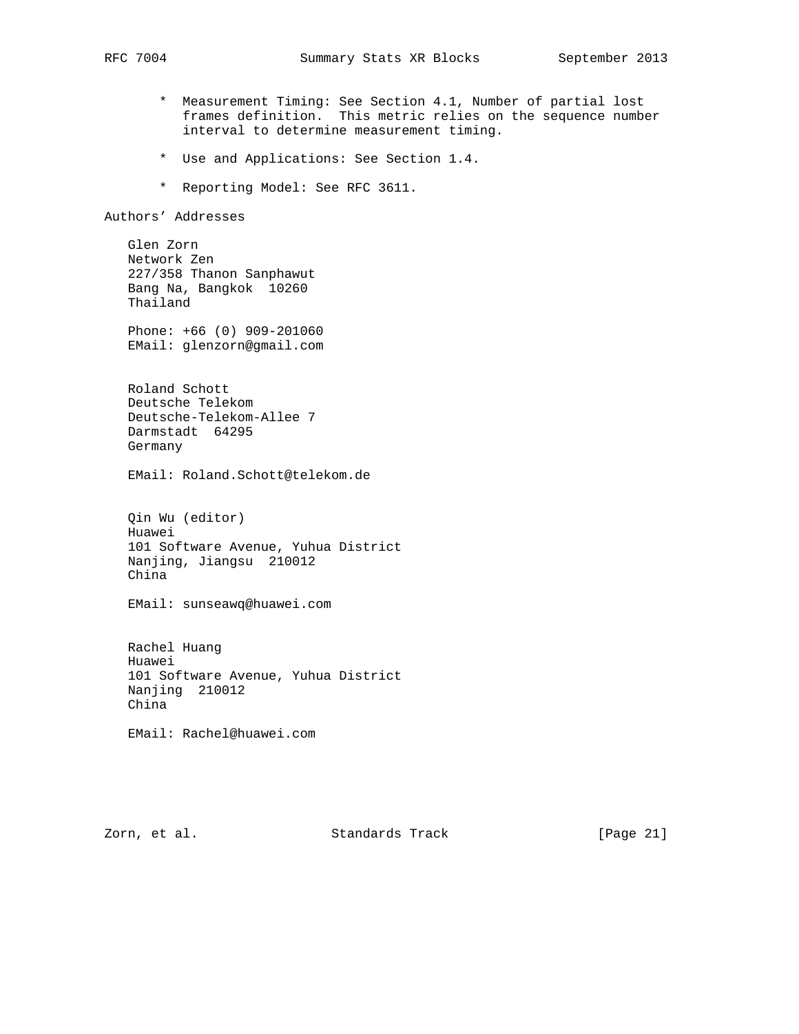* Measurement Timing: See Section 4.1, Number of partial lost frames definition. This metric relies on the sequence number interval to determine measurement timing.

* Use and Applications: See Section 1.4.

* Reporting Model: See RFC 3611.

## Authors' Addresses

Glen Zorn
Network Zen
227/358 Thanon Sanphawut
Bang Na, Bangkok 10260
Thailand

Phone: +66 (0) 909-201060
EMail: glenzorn@gmail.com

Roland Schott
Deutsche Telekom
Deutsche-Telekom-Allee 7
Darmstadt 64295
Germany

EMail: Roland.Schott@telekom.de

Qin Wu (editor)
Huawei
101 Software Avenue, Yuhua District
Nanjing, Jiangsu 210012
China

EMail: sunseawq@huawei.com

Rachel Huang
Huawei
101 Software Avenue, Yuhua District
Nanjing 210012
China

EMail: Rachel@huawei.com